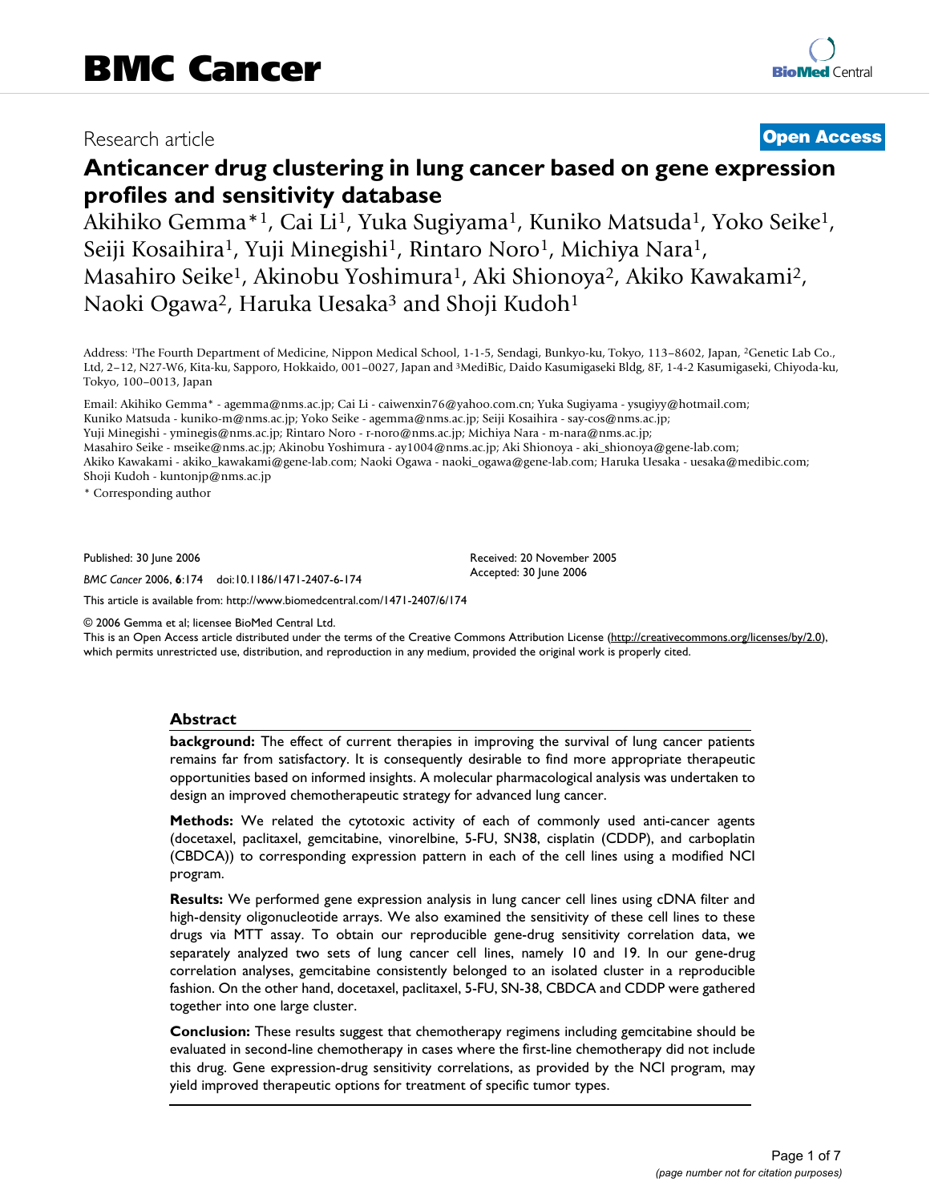BMC Cancer

Research article

**Open Access**

# Anticancer drug clustering in lung cancer based on gene expression profiles and sensitivity database

Akihiko Gemma*[1], Cai Li[1], Yuka Sugiyama[1], Kuniko Matsuda[1], Yoko Seike[1], Seiji Kosaihira[1], Yuji Minegishi[1], Rintaro Noro[1], Michiya Nara[1], Masahiro Seike[1], Akinobu Yoshimura[1], Aki Shionoya[2], Akiko Kawakami[2], Naoki Ogawa[2], Haruka Uesaka[3] and Shoji Kudoh[1]

Address: [1]The Fourth Department of Medicine, Nippon Medical School, 1-1-5, Sendagi, Bunkyo-ku, Tokyo, 113–8602, Japan, [2]Genetic Lab Co., Ltd, 2–12, N27-W6, Kita-ku, Sapporo, Hokkaido, 001–0027, Japan and [3]MediBic, Daido Kasumigaseki Bldg, 8F, 1-4-2 Kasumigaseki, Chiyoda-ku, Tokyo, 100–0013, Japan

Email: Akihiko Gemma* - agemma@nms.ac.jp; Cai Li - caiwenxin76@yahoo.com.cn; Yuka Sugiyama - ysugiyy@hotmail.com; Kuniko Matsuda - kuniko-m@nms.ac.jp; Yoko Seike - agemma@nms.ac.jp; Seiji Kosaihira - say-cos@nms.ac.jp; Yuji Minegishi - yminegis@nms.ac.jp; Rintaro Noro - r-noro@nms.ac.jp; Michiya Nara - m-nara@nms.ac.jp; Masahiro Seike - mseike@nms.ac.jp; Akinobu Yoshimura - ay1004@nms.ac.jp; Aki Shionoya - aki_shionoya@gene-lab.com; Akiko Kawakami - akiko_kawakami@gene-lab.com; Naoki Ogawa - naoki_ogawa@gene-lab.com; Haruka Uesaka - uesaka@medibic.com; Shoji Kudoh - kuntonjp@nms.ac.jp

\* Corresponding author

Published: 30 June 2006

*BMC Cancer* 2006, **6**:174 doi:10.1186/1471-2407-6-174

Received: 20 November 2005
Accepted: 30 June 2006

This article is available from: http://www.biomedcentral.com/1471-2407/6/174

© 2006 Gemma et al; licensee BioMed Central Ltd.
This is an Open Access article distributed under the terms of the Creative Commons Attribution License (http://creativecommons.org/licenses/by/2.0), which permits unrestricted use, distribution, and reproduction in any medium, provided the original work is properly cited.

## Abstract

**background:** The effect of current therapies in improving the survival of lung cancer patients remains far from satisfactory. It is consequently desirable to find more appropriate therapeutic opportunities based on informed insights. A molecular pharmacological analysis was undertaken to design an improved chemotherapeutic strategy for advanced lung cancer.

**Methods:** We related the cytotoxic activity of each of commonly used anti-cancer agents (docetaxel, paclitaxel, gemcitabine, vinorelbine, 5-FU, SN38, cisplatin (CDDP), and carboplatin (CBDCA)) to corresponding expression pattern in each of the cell lines using a modified NCI program.

**Results:** We performed gene expression analysis in lung cancer cell lines using cDNA filter and high-density oligonucleotide arrays. We also examined the sensitivity of these cell lines to these drugs via MTT assay. To obtain our reproducible gene-drug sensitivity correlation data, we separately analyzed two sets of lung cancer cell lines, namely 10 and 19. In our gene-drug correlation analyses, gemcitabine consistently belonged to an isolated cluster in a reproducible fashion. On the other hand, docetaxel, paclitaxel, 5-FU, SN-38, CBDCA and CDDP were gathered together into one large cluster.

**Conclusion:** These results suggest that chemotherapy regimens including gemcitabine should be evaluated in second-line chemotherapy in cases where the first-line chemotherapy did not include this drug. Gene expression-drug sensitivity correlations, as provided by the NCI program, may yield improved therapeutic options for treatment of specific tumor types.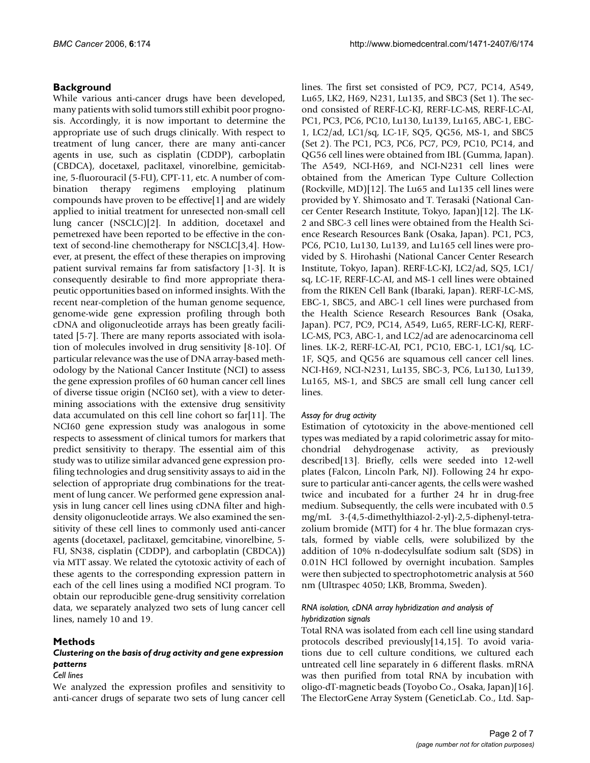## Background

While various anti-cancer drugs have been developed, many patients with solid tumors still exhibit poor prognosis. Accordingly, it is now important to determine the appropriate use of such drugs clinically. With respect to treatment of lung cancer, there are many anti-cancer agents in use, such as cisplatin (CDDP), carboplatin (CBDCA), docetaxel, paclitaxel, vinorelbine, gemicitabine, 5-fluorouracil (5-FU), CPT-11, etc. A number of combination therapy regimens employing platinum compounds have proven to be effective[1] and are widely applied to initial treatment for unresected non-small cell lung cancer (NSCLC)[2]. In addition, docetaxel and pemetrexed have been reported to be effective in the context of second-line chemotherapy for NSCLC[3,4]. However, at present, the effect of these therapies on improving patient survival remains far from satisfactory [1-3]. It is consequently desirable to find more appropriate therapeutic opportunities based on informed insights. With the recent near-completion of the human genome sequence, genome-wide gene expression profiling through both cDNA and oligonucleotide arrays has been greatly facilitated [5-7]. There are many reports associated with isolation of molecules involved in drug sensitivity [8-10]. Of particular relevance was the use of DNA array-based methodology by the National Cancer Institute (NCI) to assess the gene expression profiles of 60 human cancer cell lines of diverse tissue origin (NCI60 set), with a view to determining associations with the extensive drug sensitivity data accumulated on this cell line cohort so far[11]. The NCI60 gene expression study was analogous in some respects to assessment of clinical tumors for markers that predict sensitivity to therapy. The essential aim of this study was to utilize similar advanced gene expression profiling technologies and drug sensitivity assays to aid in the selection of appropriate drug combinations for the treatment of lung cancer. We performed gene expression analysis in lung cancer cell lines using cDNA filter and high-density oligonucleotide arrays. We also examined the sensitivity of these cell lines to commonly used anti-cancer agents (docetaxel, paclitaxel, gemcitabine, vinorelbine, 5-FU, SN38, cisplatin (CDDP), and carboplatin (CBDCA)) via MTT assay. We related the cytotoxic activity of each of these agents to the corresponding expression pattern in each of the cell lines using a modified NCI program. To obtain our reproducible gene-drug sensitivity correlation data, we separately analyzed two sets of lung cancer cell lines, namely 10 and 19.

## Methods

### Clustering on the basis of drug activity and gene expression patterns

#### *Cell lines*

We analyzed the expression profiles and sensitivity to anti-cancer drugs of separate two sets of lung cancer cell lines. The first set consisted of PC9, PC7, PC14, A549, Lu65, LK2, H69, N231, Lu135, and SBC3 (Set 1). The second consisted of RERF-LC-KJ, RERF-LC-MS, RERF-LC-AI, PC1, PC3, PC6, PC10, Lu130, Lu139, Lu165, ABC-1, EBC-1, LC2/ad, LC1/sq, LC-1F, SQ5, QG56, MS-1, and SBC5 (Set 2). The PC1, PC3, PC6, PC7, PC9, PC10, PC14, and QG56 cell lines were obtained from IBL (Gumma, Japan). The A549, NCI-H69, and NCI-N231 cell lines were obtained from the American Type Culture Collection (Rockville, MD)[12]. The Lu65 and Lu135 cell lines were provided by Y. Shimosato and T. Terasaki (National Cancer Center Research Institute, Tokyo, Japan)[12]. The LK-2 and SBC-3 cell lines were obtained from the Health Science Research Resources Bank (Osaka, Japan). PC1, PC3, PC6, PC10, Lu130, Lu139, and Lu165 cell lines were provided by S. Hirohashi (National Cancer Center Research Institute, Tokyo, Japan). RERF-LC-KJ, LC2/ad, SQ5, LC1/sq, LC-1F, RERF-LC-AI, and MS-1 cell lines were obtained from the RIKEN Cell Bank (Ibaraki, Japan). RERF-LC-MS, EBC-1, SBC5, and ABC-1 cell lines were purchased from the Health Science Research Resources Bank (Osaka, Japan). PC7, PC9, PC14, A549, Lu65, RERF-LC-KJ, RERF-LC-MS, PC3, ABC-1, and LC2/ad are adenocarcinoma cell lines. LK-2, RERF-LC-AI, PC1, PC10, EBC-1, LC1/sq, LC-1F, SQ5, and QG56 are squamous cell cancer cell lines. NCI-H69, NCI-N231, Lu135, SBC-3, PC6, Lu130, Lu139, Lu165, MS-1, and SBC5 are small cell lung cancer cell lines.

#### *Assay for drug activity*

Estimation of cytotoxicity in the above-mentioned cell types was mediated by a rapid colorimetric assay for mitochondrial dehydrogenase activity, as previously described[13]. Briefly, cells were seeded into 12-well plates (Falcon, Lincoln Park, NJ). Following 24 hr exposure to particular anti-cancer agents, the cells were washed twice and incubated for a further 24 hr in drug-free medium. Subsequently, the cells were incubated with 0.5 mg/mL 3-(4,5-dimethylthiazol-2-yl)-2,5-diphenyl-tetrazolium bromide (MTT) for 4 hr. The blue formazan crystals, formed by viable cells, were solubilized by the addition of 10% n-dodecylsulfate sodium salt (SDS) in 0.01N HCl followed by overnight incubation. Samples were then subjected to spectrophotometric analysis at 560 nm (Ultraspec 4050; LKB, Bromma, Sweden).

#### *RNA isolation, cDNA array hybridization and analysis of hybridization signals*

Total RNA was isolated from each cell line using standard protocols described previously[14,15]. To avoid variations due to cell culture conditions, we cultured each untreated cell line separately in 6 different flasks. mRNA was then purified from total RNA by incubation with oligo-dT-magnetic beads (Toyobo Co., Osaka, Japan)[16]. The ElectorGene Array System (GeneticLab. Co., Ltd. Sap-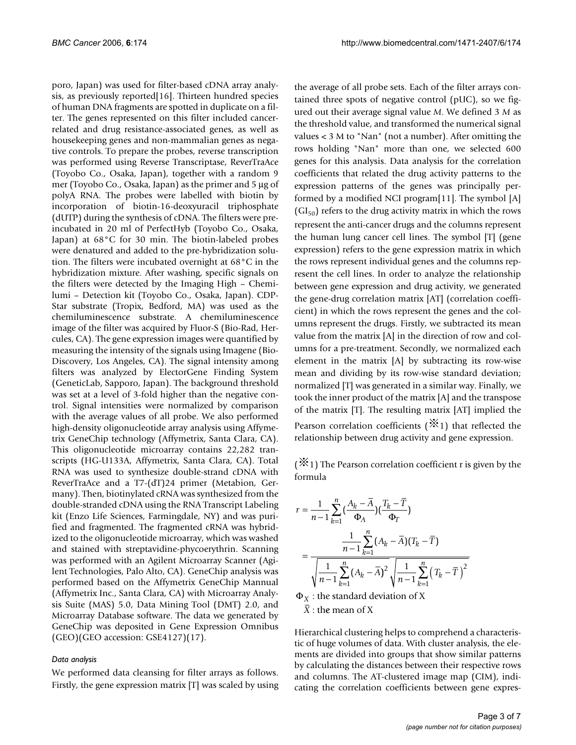poro, Japan) was used for filter-based cDNA array analysis, as previously reported[16]. Thirteen hundred species of human DNA fragments are spotted in duplicate on a filter. The genes represented on this filter included cancer-related and drug resistance-associated genes, as well as housekeeping genes and non-mammalian genes as negative controls. To prepare the probes, reverse transcription was performed using Reverse Transcriptase, ReverTraAce (Toyobo Co., Osaka, Japan), together with a random 9 mer (Toyobo Co., Osaka, Japan) as the primer and 5 μg of polyA RNA. The probes were labelled with biotin by incorporation of biotin-16-deoxyuracil triphosphate (dUTP) during the synthesis of cDNA. The filters were pre-incubated in 20 ml of PerfectHyb (Toyobo Co., Osaka, Japan) at 68°C for 30 min. The biotin-labeled probes were denatured and added to the pre-hybridization solution. The filters were incubated overnight at 68°C in the hybridization mixture. After washing, specific signals on the filters were detected by the Imaging High – Chemilumi – Detection kit (Toyobo Co., Osaka, Japan). CDP-Star substrate (Tropix, Bedford, MA) was used as the chemiluminescence substrate. A chemiluminescence image of the filter was acquired by Fluor-S (Bio-Rad, Hercules, CA). The gene expression images were quantified by measuring the intensity of the signals using Imagene (Bio-Discovery, Los Angeles, CA). The signal intensity among filters was analyzed by ElectorGene Finding System (GeneticLab, Sapporo, Japan). The background threshold was set at a level of 3-fold higher than the negative control. Signal intensities were normalized by comparison with the average values of all probe. We also performed high-density oligonucleotide array analysis using Affymetrix GeneChip technology (Affymetrix, Santa Clara, CA). This oligonucleotide microarray contains 22,282 transcripts (HG-U133A, Affymetrix, Santa Clara, CA). Total RNA was used to synthesize double-strand cDNA with ReverTraAce and a T7-(dT)24 primer (Metabion, Germany). Then, biotinylated cRNA was synthesized from the double-stranded cDNA using the RNA Transcript Labeling kit (Enzo Life Sciences, Farmingdale, NY) and was purified and fragmented. The fragmented cRNA was hybridized to the oligonucleotide microarray, which was washed and stained with streptavidine-phycoerythrin. Scanning was performed with an Agilent Microarray Scanner (Agilent Technologies, Palo Alto, CA). GeneChip analysis was performed based on the Affymetrix GeneChip Mannual (Affymetrix Inc., Santa Clara, CA) with Microarray Analysis Suite (MAS) 5.0, Data Mining Tool (DMT) 2.0, and Microarray Database software. The data we generated by GeneChip was deposited in Gene Expression Omnibus (GEO)(GEO accession: GSE4127)(17).

### *Data analysis*

We performed data cleansing for filter arrays as follows. Firstly, the gene expression matrix [T] was scaled by using the average of all probe sets. Each of the filter arrays contained three spots of negative control (pUC), so we figured out their average signal value *M*. We defined 3 *M* as the threshold value, and transformed the numerical signal values < 3 M to "Nan" (not a number). After omitting the rows holding "Nan" more than one, we selected 600 genes for this analysis. Data analysis for the correlation coefficients that related the drug activity patterns to the expression patterns of the genes was principally performed by a modified NCI program[11]. The symbol [A] ($GI_{50}$) refers to the drug activity matrix in which the rows represent the anti-cancer drugs and the columns represent the human lung cancer cell lines. The symbol [T] (gene expression) refers to the gene expression matrix in which the rows represent individual genes and the columns represent the cell lines. In order to analyze the relationship between gene expression and drug activity, we generated the gene-drug correlation matrix [AT] (correlation coefficient) in which the rows represent the genes and the columns represent the drugs. Firstly, we subtracted its mean value from the matrix [A] in the direction of row and columns for a pre-treatment. Secondly, we normalized each element in the matrix [A] by subtracting its row-wise mean and dividing by its row-wise standard deviation; normalized [T] was generated in a similar way. Finally, we took the inner product of the matrix [A] and the transpose of the matrix [T]. The resulting matrix [AT] implied the Pearson correlation coefficients (※1) that reflected the relationship between drug activity and gene expression.

(※1) The Pearson correlation coefficient r is given by the formula

$$r = \frac{1}{n-1}\sum_{k=1}^{n}\left(\frac{A_k - \overline{A}}{\Phi_A}\right)\left(\frac{T_k - \overline{T}}{\Phi_T}\right) = \frac{\frac{1}{n-1}\sum_{k=1}^{n}(A_k - \overline{A})(T_k - \overline{T})}{\sqrt{\frac{1}{n-1}\sum_{k=1}^{n}(A_k - \overline{A})^2}\sqrt{\frac{1}{n-1}\sum_{k=1}^{n}\left(T_k - \overline{T}\right)^2}}$$

$\Phi_X$ : the standard deviation of X

$\overline{X}$ : the mean of X

Hierarchical clustering helps to comprehend a characteristic of huge volumes of data. With cluster analysis, the elements are divided into groups that show similar patterns by calculating the distances between their respective rows and columns. The AT-clustered image map (CIM), indicating the correlation coefficients between gene expres-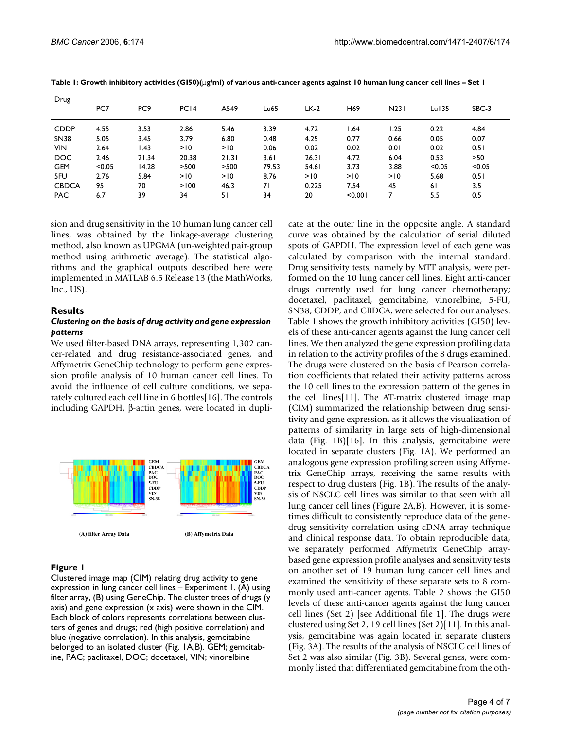**Table 1: Growth inhibitory activities (GI50)(μg/ml) of various anti-cancer agents against 10 human lung cancer cell lines – Set 1**

| Drug | PC7 | PC9 | PC14 | A549 | Lu65 | LK-2 | H69 | N231 | Lu135 | SBC-3 |
|---|---|---|---|---|---|---|---|---|---|---|
| CDDP | 4.55 | 3.53 | 2.86 | 5.46 | 3.39 | 4.72 | 1.64 | 1.25 | 0.22 | 4.84 |
| SN38 | 5.05 | 3.45 | 3.79 | 6.80 | 0.48 | 4.25 | 0.77 | 0.66 | 0.05 | 0.07 |
| VIN | 2.64 | 1.43 | >10 | >10 | 0.06 | 0.02 | 0.02 | 0.01 | 0.02 | 0.51 |
| DOC | 2.46 | 21.34 | 20.38 | 21.31 | 3.61 | 26.31 | 4.72 | 6.04 | 0.53 | >50 |
| GEM | <0.05 | 14.28 | >500 | >500 | 79.53 | 54.61 | 3.73 | 3.88 | <0.05 | <0.05 |
| 5FU | 2.76 | 5.84 | >10 | >10 | 8.76 | >10 | >10 | >10 | 5.68 | 0.51 |
| CBDCA | 95 | 70 | >100 | 46.3 | 71 | 0.225 | 7.54 | 45 | 61 | 3.5 |
| PAC | 6.7 | 39 | 34 | 51 | 34 | 20 | <0.001 | 7 | 5.5 | 0.5 |

sion and drug sensitivity in the 10 human lung cancer cell lines, was obtained by the linkage-average clustering method, also known as UPGMA (un-weighted pair-group method using arithmetic average). The statistical algorithms and the graphical outputs described here were implemented in MATLAB 6.5 Release 13 (the MathWorks, Inc., US).

## Results

### *Clustering on the basis of drug activity and gene expression patterns*

We used filter-based DNA arrays, representing 1,302 cancer-related and drug resistance-associated genes, and Affymetrix GeneChip technology to perform gene expression profile analysis of 10 human cancer cell lines. To avoid the influence of cell culture conditions, we separately cultured each cell line in 6 bottles[16]. The controls including GAPDH, β-actin genes, were located in duplicate at the outer line in the opposite angle. A standard curve was obtained by the calculation of serial diluted spots of GAPDH. The expression level of each gene was calculated by comparison with the internal standard. Drug sensitivity tests, namely by MTT analysis, were performed on the 10 lung cancer cell lines. Eight anti-cancer drugs currently used for lung cancer chemotherapy; docetaxel, paclitaxel, gemcitabine, vinorelbine, 5-FU, SN38, CDDP, and CBDCA, were selected for our analyses. Table 1 shows the growth inhibitory activities (GI50) levels of these anti-cancer agents against the lung cancer cell lines. We then analyzed the gene expression profiling data in relation to the activity profiles of the 8 drugs examined. The drugs were clustered on the basis of Pearson correlation coefficients that related their activity patterns across the 10 cell lines to the expression pattern of the genes in the cell lines[11]. The AT-matrix clustered image map (CIM) summarized the relationship between drug sensitivity and gene expression, as it allows the visualization of patterns of similarity in large sets of high-dimensional data (Fig. 1B)[16]. In this analysis, gemcitabine were located in separate clusters (Fig. 1A). We performed an analogous gene expression profiling screen using Affymetrix GeneChip arrays, receiving the same results with respect to drug clusters (Fig. 1B). The results of the analysis of NSCLC cell lines was similar to that seen with all lung cancer cell lines (Figure 2A,B). However, it is sometimes difficult to consistently reproduce data of the gene-drug sensitivity correlation using cDNA array technique and clinical response data. To obtain reproducible data, we separately performed Affymetrix GeneChip array-based gene expression profile analyses and sensitivity tests on another set of 19 human lung cancer cell lines and examined the sensitivity of these separate sets to 8 commonly used anti-cancer agents. Table 2 shows the GI50 levels of these anti-cancer agents against the lung cancer cell lines (Set 2) [see Additional file 1]. The drugs were clustered using Set 2, 19 cell lines (Set 2)[11]. In this analysis, gemcitabine was again located in separate clusters (Fig. 3A). The results of the analysis of NSCLC cell lines of Set 2 was also similar (Fig. 3B). Several genes, were commonly listed that differentiated gemcitabine from the oth-

(A) filter Array Data (B) Affymetrix Data

**Figure 1**

Clustered image map (CIM) relating drug activity to gene expression in lung cancer cell lines – Experiment 1. (A) using filter array, (B) using GeneChip. The cluster trees of drugs (y axis) and gene expression (x axis) were shown in the CIM. Each block of colors represents correlations between clusters of genes and drugs; red (high positive correlation) and blue (negative correlation). In this analysis, gemcitabine belonged to an isolated cluster (Fig. 1A,B). GEM; gemcitabine, PAC; paclitaxel, DOC; docetaxel, VIN; vinorelbine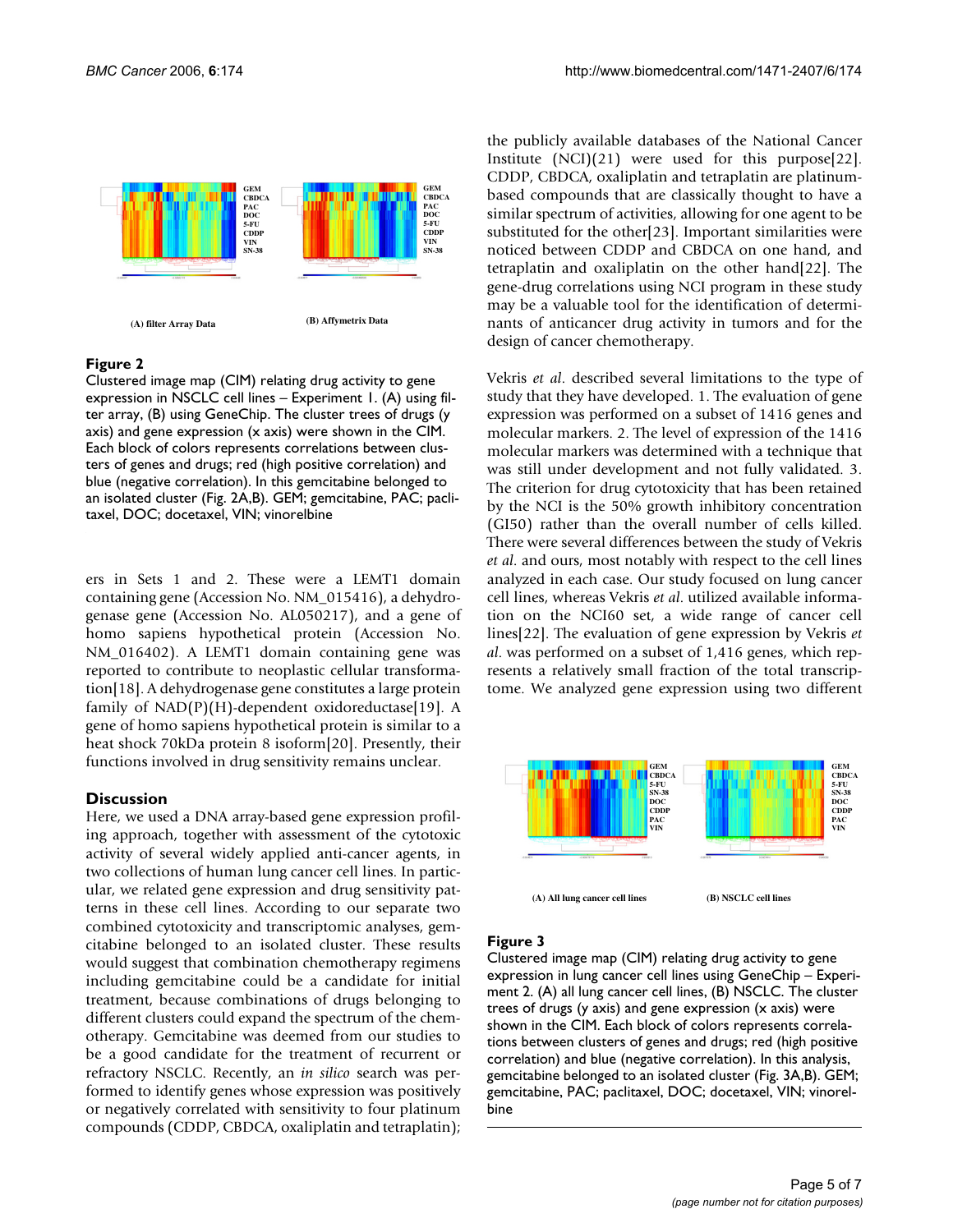**Figure 2**

Clustered image map (CIM) relating drug activity to gene expression in NSCLC cell lines – Experiment 1. (A) using filter array, (B) using GeneChip. The cluster trees of drugs (y axis) and gene expression (x axis) were shown in the CIM. Each block of colors represents correlations between clusters of genes and drugs; red (high positive correlation) and blue (negative correlation). In this gemcitabine belonged to an isolated cluster (Fig. 2A,B). GEM; gemcitabine, PAC; paclitaxel, DOC; docetaxel, VIN; vinorelbine

ers in Sets 1 and 2. These were a LEMT1 domain containing gene (Accession No. NM_015416), a dehydrogenase gene (Accession No. AL050217), and a gene of homo sapiens hypothetical protein (Accession No. NM_016402). A LEMT1 domain containing gene was reported to contribute to neoplastic cellular transformation[18]. A dehydrogenase gene constitutes a large protein family of NAD(P)(H)-dependent oxidoreductase[19]. A gene of homo sapiens hypothetical protein is similar to a heat shock 70kDa protein 8 isoform[20]. Presently, their functions involved in drug sensitivity remains unclear.

## Discussion

Here, we used a DNA array-based gene expression profiling approach, together with assessment of the cytotoxic activity of several widely applied anti-cancer agents, in two collections of human lung cancer cell lines. In particular, we related gene expression and drug sensitivity patterns in these cell lines. According to our separate two combined cytotoxicity and transcriptomic analyses, gemcitabine belonged to an isolated cluster. These results would suggest that combination chemotherapy regimens including gemcitabine could be a candidate for initial treatment, because combinations of drugs belonging to different clusters could expand the spectrum of the chemotherapy. Gemcitabine was deemed from our studies to be a good candidate for the treatment of recurrent or refractory NSCLC. Recently, an *in silico* search was performed to identify genes whose expression was positively or negatively correlated with sensitivity to four platinum compounds (CDDP, CBDCA, oxaliplatin and tetraplatin); the publicly available databases of the National Cancer Institute (NCI)(21) were used for this purpose[22]. CDDP, CBDCA, oxaliplatin and tetraplatin are platinum-based compounds that are classically thought to have a similar spectrum of activities, allowing for one agent to be substituted for the other[23]. Important similarities were noticed between CDDP and CBDCA on one hand, and tetraplatin and oxaliplatin on the other hand[22]. The gene-drug correlations using NCI program in these study may be a valuable tool for the identification of determinants of anticancer drug activity in tumors and for the design of cancer chemotherapy.

Vekris *et al*. described several limitations to the type of study that they have developed. 1. The evaluation of gene expression was performed on a subset of 1416 genes and molecular markers. 2. The level of expression of the 1416 molecular markers was determined with a technique that was still under development and not fully validated. 3. The criterion for drug cytotoxicity that has been retained by the NCI is the 50% growth inhibitory concentration (GI50) rather than the overall number of cells killed. There were several differences between the study of Vekris *et al*. and ours, most notably with respect to the cell lines analyzed in each case. Our study focused on lung cancer cell lines, whereas Vekris *et al*. utilized available information on the NCI60 set, a wide range of cancer cell lines[22]. The evaluation of gene expression by Vekris *et al*. was performed on a subset of 1,416 genes, which represents a relatively small fraction of the total transcriptome. We analyzed gene expression using two different

**Figure 3**

Clustered image map (CIM) relating drug activity to gene expression in lung cancer cell lines using GeneChip – Experiment 2. (A) all lung cancer cell lines, (B) NSCLC. The cluster trees of drugs (y axis) and gene expression (x axis) were shown in the CIM. Each block of colors represents correlations between clusters of genes and drugs; red (high positive correlation) and blue (negative correlation). In this analysis, gemcitabine belonged to an isolated cluster (Fig. 3A,B). GEM; gemcitabine, PAC; paclitaxel, DOC; docetaxel, VIN; vinorelbine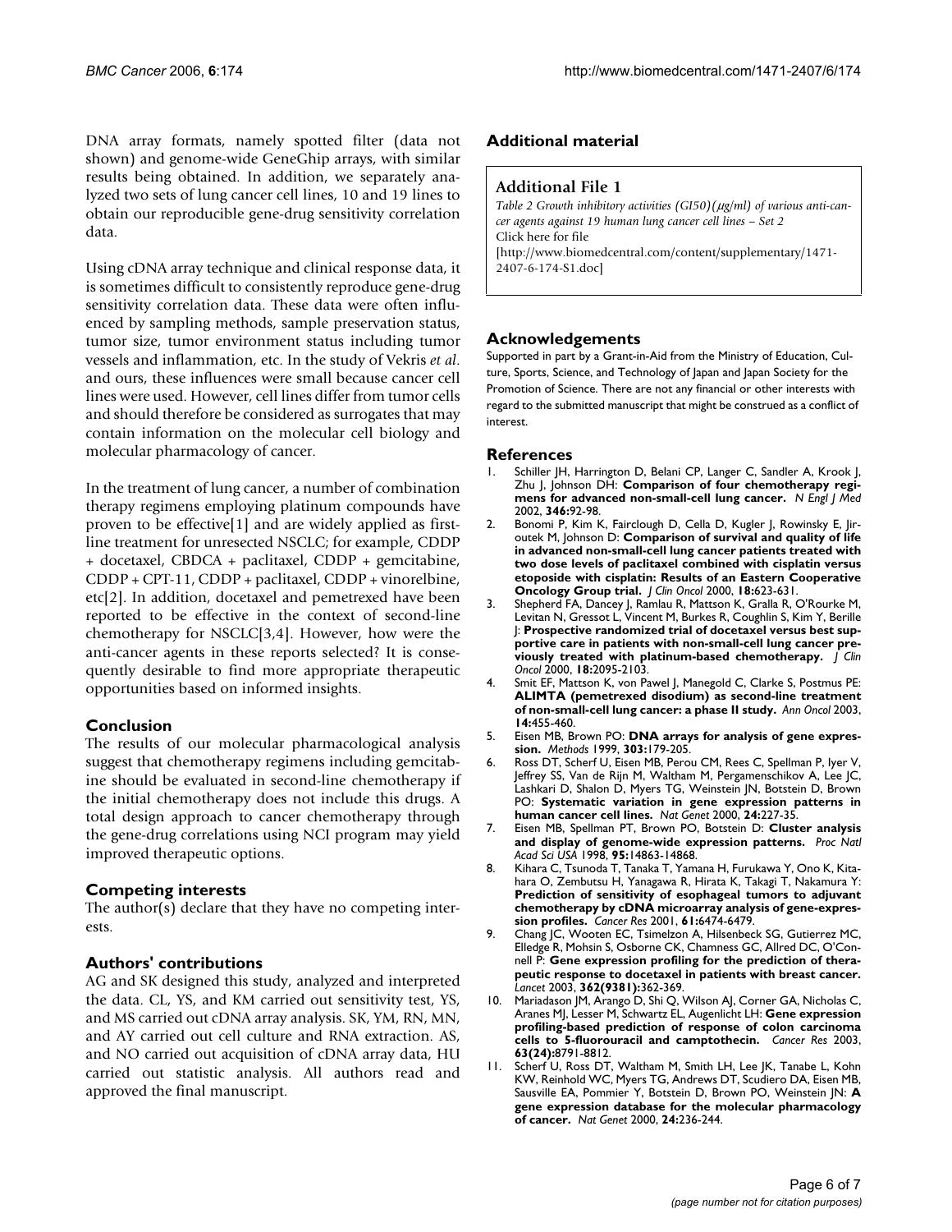DNA array formats, namely spotted filter (data not shown) and genome-wide GeneGhip arrays, with similar results being obtained. In addition, we separately analyzed two sets of lung cancer cell lines, 10 and 19 lines to obtain our reproducible gene-drug sensitivity correlation data.

Using cDNA array technique and clinical response data, it is sometimes difficult to consistently reproduce gene-drug sensitivity correlation data. These data were often influenced by sampling methods, sample preservation status, tumor size, tumor environment status including tumor vessels and inflammation, etc. In the study of Vekris *et al*. and ours, these influences were small because cancer cell lines were used. However, cell lines differ from tumor cells and should therefore be considered as surrogates that may contain information on the molecular cell biology and molecular pharmacology of cancer.

In the treatment of lung cancer, a number of combination therapy regimens employing platinum compounds have proven to be effective[1] and are widely applied as first-line treatment for unresected NSCLC; for example, CDDP + docetaxel, CBDCA + paclitaxel, CDDP + gemcitabine, CDDP + CPT-11, CDDP + paclitaxel, CDDP + vinorelbine, etc[2]. In addition, docetaxel and pemetrexed have been reported to be effective in the context of second-line chemotherapy for NSCLC[3,4]. However, how were the anti-cancer agents in these reports selected? It is consequently desirable to find more appropriate therapeutic opportunities based on informed insights.

## Conclusion

The results of our molecular pharmacological analysis suggest that chemotherapy regimens including gemcitabine should be evaluated in second-line chemotherapy if the initial chemotherapy does not include this drugs. A total design approach to cancer chemotherapy through the gene-drug correlations using NCI program may yield improved therapeutic options.

## Competing interests

The author(s) declare that they have no competing interests.

## Authors' contributions

AG and SK designed this study, analyzed and interpreted the data. CL, YS, and KM carried out sensitivity test, YS, and MS carried out cDNA array analysis. SK, YM, RN, MN, and AY carried out cell culture and RNA extraction. AS, and NO carried out acquisition of cDNA array data, HU carried out statistic analysis. All authors read and approved the final manuscript.

## Additional material

**Additional File 1**

*Table 2 Growth inhibitory activities (GI50)(μg/ml) of various anti-cancer agents against 19 human lung cancer cell lines – Set 2*
Click here for file
[http://www.biomedcentral.com/content/supplementary/1471-2407-6-174-S1.doc]

## Acknowledgements

Supported in part by a Grant-in-Aid from the Ministry of Education, Culture, Sports, Science, and Technology of Japan and Japan Society for the Promotion of Science. There are not any financial or other interests with regard to the submitted manuscript that might be construed as a conflict of interest.

## References

1. Schiller JH, Harrington D, Belani CP, Langer C, Sandler A, Krook J, Zhu J, Johnson DH: **Comparison of four chemotherapy regimens for advanced non-small-cell lung cancer.** *N Engl J Med* 2002, **346:**92-98.
2. Bonomi P, Kim K, Fairclough D, Cella D, Kugler J, Rowinsky E, Jiroutek M, Johnson D: **Comparison of survival and quality of life in advanced non-small-cell lung cancer patients treated with two dose levels of paclitaxel combined with cisplatin versus etoposide with cisplatin: Results of an Eastern Cooperative Oncology Group trial.** *J Clin Oncol* 2000, **18:**623-631.
3. Shepherd FA, Dancey J, Ramlau R, Mattson K, Gralla R, O'Rourke M, Levitan N, Gressot L, Vincent M, Burkes R, Coughlin S, Kim Y, Berille J: **Prospective randomized trial of docetaxel versus best supportive care in patients with non-small-cell lung cancer previously treated with platinum-based chemotherapy.** *J Clin Oncol* 2000, **18:**2095-2103.
4. Smit EF, Mattson K, von Pawel J, Manegold C, Clarke S, Postmus PE: **ALIMTA (pemetrexed disodium) as second-line treatment of non-small-cell lung cancer: a phase II study.** *Ann Oncol* 2003, **14:**455-460.
5. Eisen MB, Brown PO: **DNA arrays for analysis of gene expression.** *Methods* 1999, **303:**179-205.
6. Ross DT, Scherf U, Eisen MB, Perou CM, Rees C, Spellman P, Iyer V, Jeffrey SS, Van de Rijn M, Waltham M, Pergamenschikov A, Lee JC, Lashkari D, Shalon D, Myers TG, Weinstein JN, Botstein D, Brown PO: **Systematic variation in gene expression patterns in human cancer cell lines.** *Nat Genet* 2000, **24:**227-35.
7. Eisen MB, Spellman PT, Brown PO, Botstein D: **Cluster analysis and display of genome-wide expression patterns.** *Proc Natl Acad Sci USA* 1998, **95:**14863-14868.
8. Kihara C, Tsunoda T, Tanaka T, Yamana H, Furukawa Y, Ono K, Kitahara O, Zembutsu H, Yanagawa R, Hirata K, Takagi T, Nakamura Y: **Prediction of sensitivity of esophageal tumors to adjuvant chemotherapy by cDNA microarray analysis of gene-expression profiles.** *Cancer Res* 2001, **61:**6474-6479.
9. Chang JC, Wooten EC, Tsimelzon A, Hilsenbeck SG, Gutierrez MC, Elledge R, Mohsin S, Osborne CK, Chamness GC, Allred DC, O'Connell P: **Gene expression profiling for the prediction of therapeutic response to docetaxel in patients with breast cancer.** *Lancet* 2003, **362(9381):**362-369.
10. Mariadason JM, Arango D, Shi Q, Wilson AJ, Corner GA, Nicholas C, Aranes MJ, Lesser M, Schwartz EL, Augenlicht LH: **Gene expression profiling-based prediction of response of colon carcinoma cells to 5-fluorouracil and camptothecin.** *Cancer Res* 2003, **63(24):**8791-8812.
11. Scherf U, Ross DT, Waltham M, Smith LH, Lee JK, Tanabe L, Kohn KW, Reinhold WC, Myers TG, Andrews DT, Scudiero DA, Eisen MB, Sausville EA, Pommier Y, Botstein D, Brown PO, Weinstein JN: **A gene expression database for the molecular pharmacology of cancer.** *Nat Genet* 2000, **24:**236-244.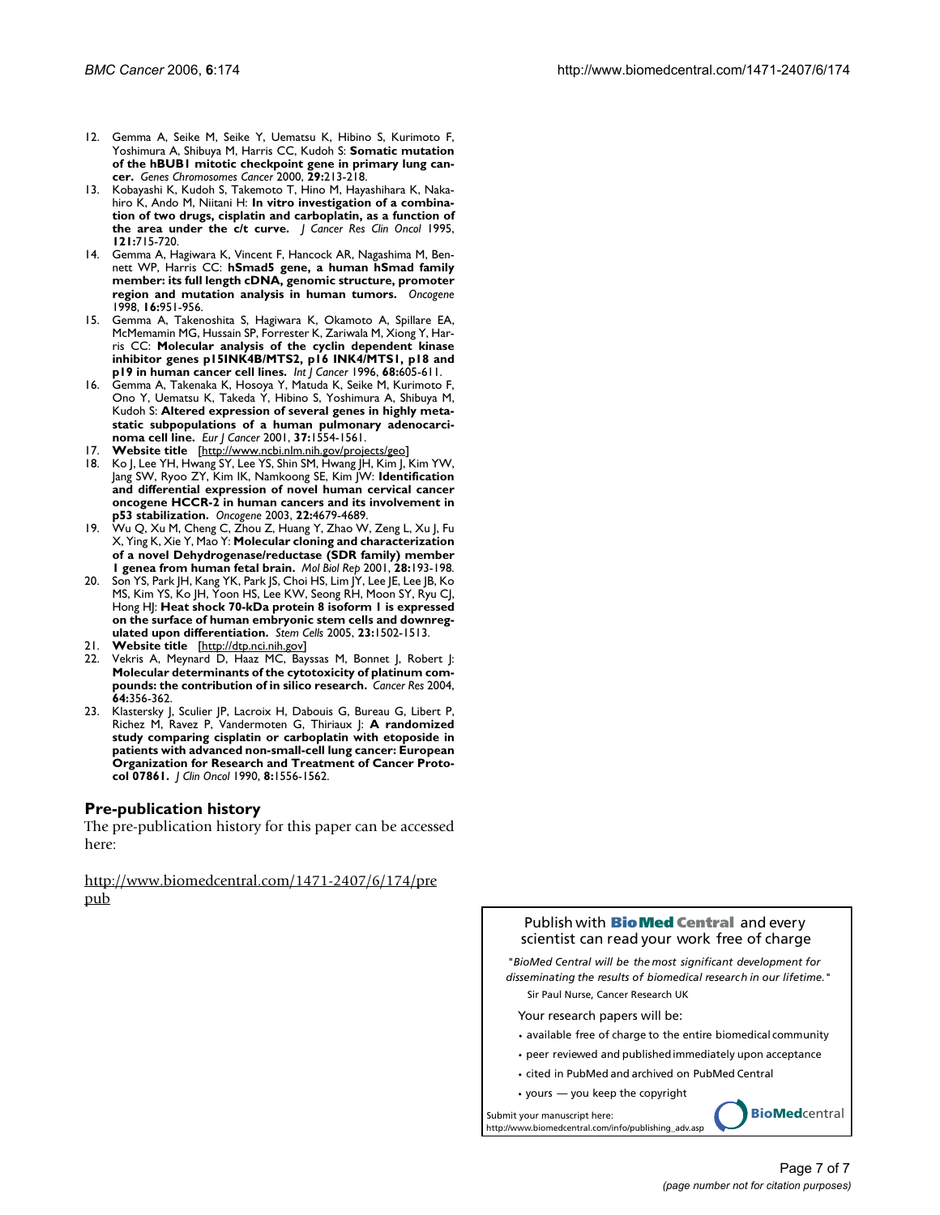12. Gemma A, Seike M, Seike Y, Uematsu K, Hibino S, Kurimoto F, Yoshimura A, Shibuya M, Harris CC, Kudoh S: **Somatic mutation of the hBUB1 mitotic checkpoint gene in primary lung cancer.** *Genes Chromosomes Cancer* 2000, **29:**213-218.
13. Kobayashi K, Kudoh S, Takemoto T, Hino M, Hayashihara K, Nakahiro K, Ando M, Niitani H: **In vitro investigation of a combination of two drugs, cisplatin and carboplatin, as a function of the area under the c/t curve.** *J Cancer Res Clin Oncol* 1995, **121:**715-720.
14. Gemma A, Hagiwara K, Vincent F, Hancock AR, Nagashima M, Bennett WP, Harris CC: **hSmad5 gene, a human hSmad family member: its full length cDNA, genomic structure, promoter region and mutation analysis in human tumors.** *Oncogene* 1998, **16:**951-956.
15. Gemma A, Takenoshita S, Hagiwara K, Okamoto A, Spillare EA, McMemamin MG, Hussain SP, Forrester K, Zariwala M, Xiong Y, Harris CC: **Molecular analysis of the cyclin dependent kinase inhibitor genes p15INK4B/MTS2, p16 INK4/MTS1, p18 and p19 in human cancer cell lines.** *Int J Cancer* 1996, **68:**605-611.
16. Gemma A, Takenaka K, Hosoya Y, Matuda K, Seike M, Kurimoto F, Ono Y, Uematsu K, Takeda Y, Hibino S, Yoshimura A, Shibuya M, Kudoh S: **Altered expression of several genes in highly metastatic subpopulations of a human pulmonary adenocarcinoma cell line.** *Eur J Cancer* 2001, **37:**1554-1561.
17. **Website title** [http://www.ncbi.nlm.nih.gov/projects/geo]
18. Ko J, Lee YH, Hwang SY, Lee YS, Shin SM, Hwang JH, Kim J, Kim YW, Jang SW, Ryoo ZY, Kim IK, Namkoong SE, Kim JW: **Identification and differential expression of novel human cervical cancer oncogene HCCR-2 in human cancers and its involvement in p53 stabilization.** *Oncogene* 2003, **22:**4679-4689.
19. Wu Q, Xu M, Cheng C, Zhou Z, Huang Y, Zhao W, Zeng L, Xu J, Fu X, Ying K, Xie Y, Mao Y: **Molecular cloning and characterization of a novel Dehydrogenase/reductase (SDR family) member 1 genea from human fetal brain.** *Mol Biol Rep* 2001, **28:**193-198.
20. Son YS, Park JH, Kang YK, Park JS, Choi HS, Lim JY, Lee JE, Lee JB, Ko MS, Kim YS, Ko JH, Yoon HS, Lee KW, Seong RH, Moon SY, Ryu CJ, Hong HJ: **Heat shock 70-kDa protein 8 isoform 1 is expressed on the surface of human embryonic stem cells and downregulated upon differentiation.** *Stem Cells* 2005, **23:**1502-1513.
21. **Website title** [http://dtp.nci.nih.gov]
22. Vekris A, Meynard D, Haaz MC, Bayssas M, Bonnet J, Robert J: **Molecular determinants of the cytotoxicity of platinum compounds: the contribution of in silico research.** *Cancer Res* 2004, **64:**356-362.
23. Klastersky J, Sculier JP, Lacroix H, Dabouis G, Bureau G, Libert P, Richez M, Ravez P, Vandermoten G, Thiriaux J: **A randomized study comparing cisplatin or carboplatin with etoposide in patients with advanced non-small-cell lung cancer: European Organization for Research and Treatment of Cancer Protocol 07861.** *J Clin Oncol* 1990, **8:**1556-1562.

## Pre-publication history

The pre-publication history for this paper can be accessed here:

http://www.biomedcentral.com/1471-2407/6/174/prepub

Publish with **BioMed Central** and every scientist can read your work free of charge

*"BioMed Central will be the most significant development for disseminating the results of biomedical research in our lifetime."*

Sir Paul Nurse, Cancer Research UK

Your research papers will be:

- available free of charge to the entire biomedical community
- peer reviewed and published immediately upon acceptance
- cited in PubMed and archived on PubMed Central
- yours — you keep the copyright

Submit your manuscript here:
http://www.biomedcentral.com/info/publishing_adv.asp

BioMedcentral